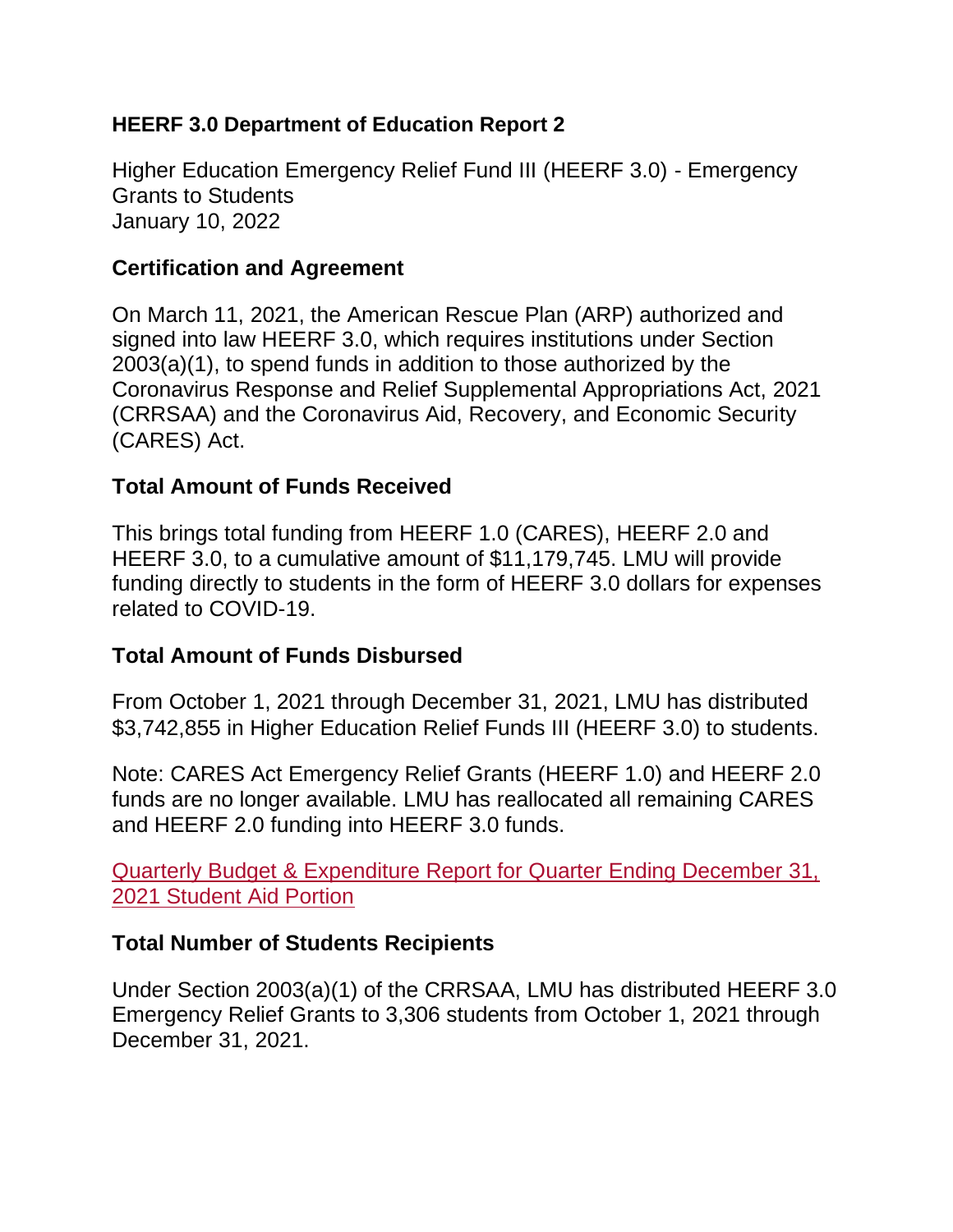**HEERF 3.0 Department of Education Report 2**

Higher Education Emergency Relief Fund III (HEERF 3.0) - Emergency Grants to Students
January 10, 2022

**Certification and Agreement**

On March 11, 2021, the American Rescue Plan (ARP) authorized and signed into law HEERF 3.0, which requires institutions under Section 2003(a)(1), to spend funds in addition to those authorized by the Coronavirus Response and Relief Supplemental Appropriations Act, 2021 (CRRSAA) and the Coronavirus Aid, Recovery, and Economic Security (CARES) Act.

**Total Amount of Funds Received**

This brings total funding from HEERF 1.0 (CARES), HEERF 2.0 and HEERF 3.0, to a cumulative amount of $11,179,745. LMU will provide funding directly to students in the form of HEERF 3.0 dollars for expenses related to COVID-19.

**Total Amount of Funds Disbursed**

From October 1, 2021 through December 31, 2021, LMU has distributed $3,742,855 in Higher Education Relief Funds III (HEERF 3.0) to students.

Note: CARES Act Emergency Relief Grants (HEERF 1.0) and HEERF 2.0 funds are no longer available. LMU has reallocated all remaining CARES and HEERF 2.0 funding into HEERF 3.0 funds.

Quarterly Budget & Expenditure Report for Quarter Ending December 31, 2021 Student Aid Portion

**Total Number of Students Recipients**

Under Section 2003(a)(1) of the CRRSAA, LMU has distributed HEERF 3.0 Emergency Relief Grants to 3,306 students from October 1, 2021 through December 31, 2021.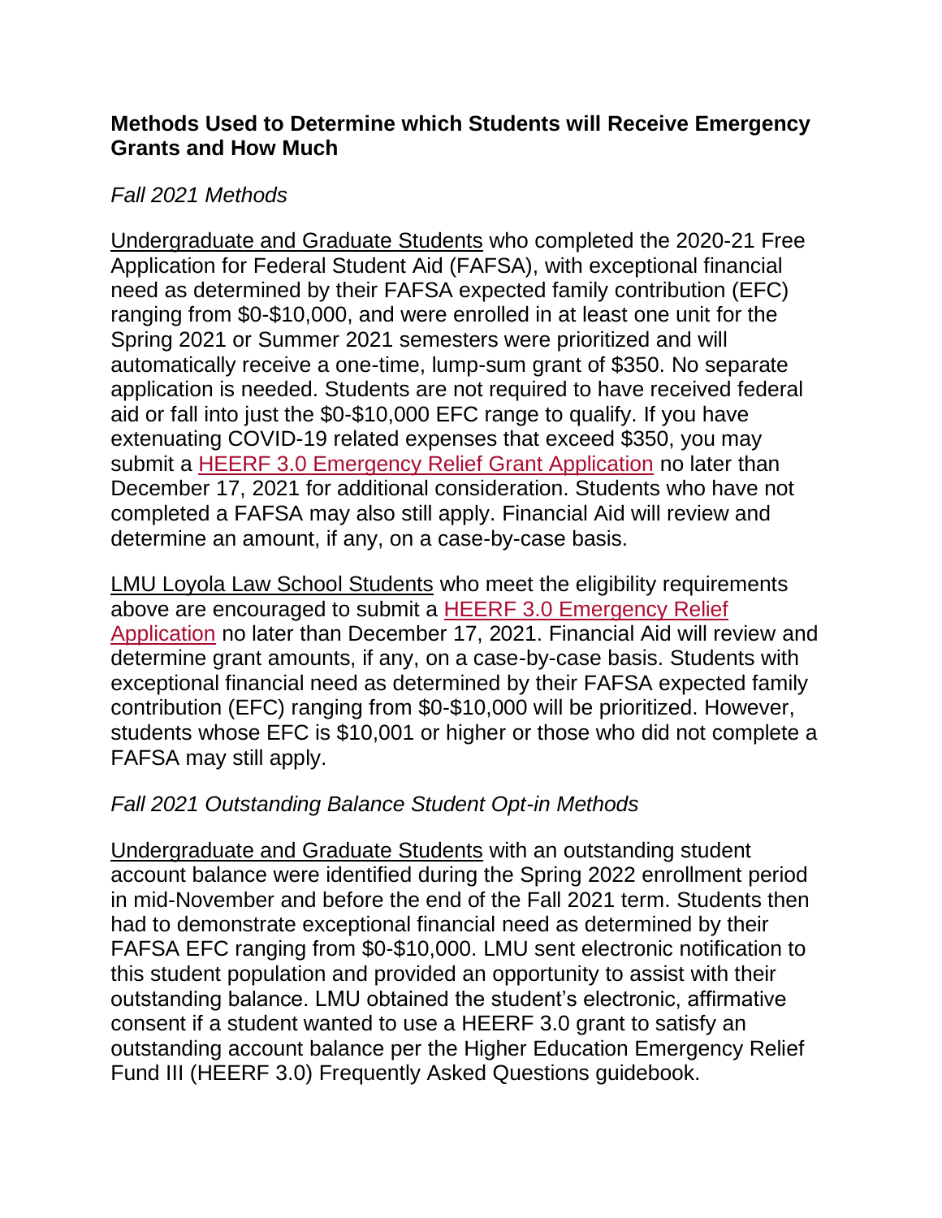**Methods Used to Determine which Students will Receive Emergency Grants and How Much**

*Fall 2021 Methods*

Undergraduate and Graduate Students who completed the 2020-21 Free Application for Federal Student Aid (FAFSA), with exceptional financial need as determined by their FAFSA expected family contribution (EFC) ranging from $0-$10,000, and were enrolled in at least one unit for the Spring 2021 or Summer 2021 semesters were prioritized and will automatically receive a one-time, lump-sum grant of $350. No separate application is needed. Students are not required to have received federal aid or fall into just the $0-$10,000 EFC range to qualify. If you have extenuating COVID-19 related expenses that exceed $350, you may submit a HEERF 3.0 Emergency Relief Grant Application no later than December 17, 2021 for additional consideration. Students who have not completed a FAFSA may also still apply. Financial Aid will review and determine an amount, if any, on a case-by-case basis.

LMU Loyola Law School Students who meet the eligibility requirements above are encouraged to submit a HEERF 3.0 Emergency Relief Application no later than December 17, 2021. Financial Aid will review and determine grant amounts, if any, on a case-by-case basis. Students with exceptional financial need as determined by their FAFSA expected family contribution (EFC) ranging from $0-$10,000 will be prioritized. However, students whose EFC is $10,001 or higher or those who did not complete a FAFSA may still apply.

*Fall 2021 Outstanding Balance Student Opt-in Methods*

Undergraduate and Graduate Students with an outstanding student account balance were identified during the Spring 2022 enrollment period in mid-November and before the end of the Fall 2021 term. Students then had to demonstrate exceptional financial need as determined by their FAFSA EFC ranging from $0-$10,000. LMU sent electronic notification to this student population and provided an opportunity to assist with their outstanding balance. LMU obtained the student's electronic, affirmative consent if a student wanted to use a HEERF 3.0 grant to satisfy an outstanding account balance per the Higher Education Emergency Relief Fund III (HEERF 3.0) Frequently Asked Questions guidebook.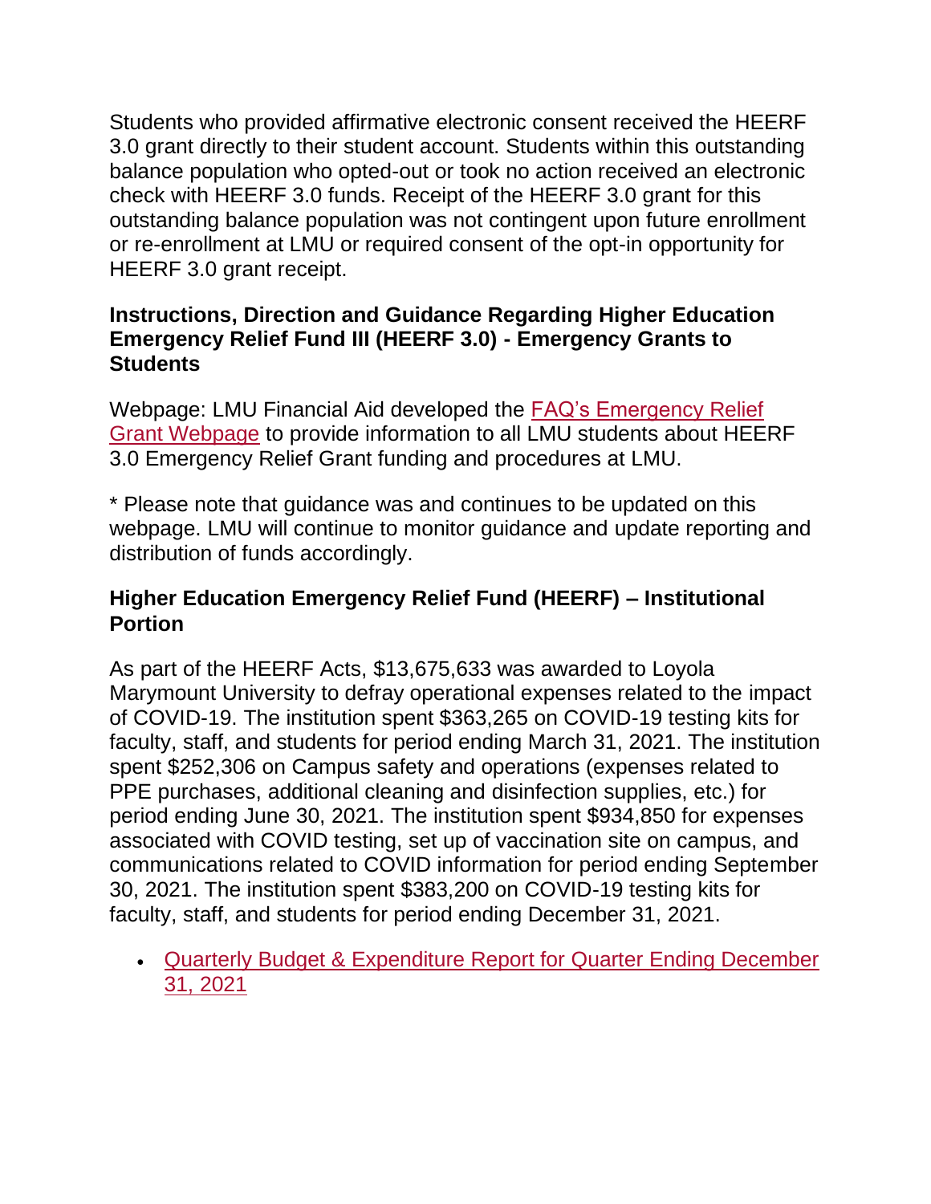Students who provided affirmative electronic consent received the HEERF 3.0 grant directly to their student account. Students within this outstanding balance population who opted-out or took no action received an electronic check with HEERF 3.0 funds. Receipt of the HEERF 3.0 grant for this outstanding balance population was not contingent upon future enrollment or re-enrollment at LMU or required consent of the opt-in opportunity for HEERF 3.0 grant receipt.

### Instructions, Direction and Guidance Regarding Higher Education Emergency Relief Fund III (HEERF 3.0) - Emergency Grants to Students

Webpage: LMU Financial Aid developed the FAQ's Emergency Relief Grant Webpage to provide information to all LMU students about HEERF 3.0 Emergency Relief Grant funding and procedures at LMU.

* Please note that guidance was and continues to be updated on this webpage. LMU will continue to monitor guidance and update reporting and distribution of funds accordingly.

### Higher Education Emergency Relief Fund (HEERF) – Institutional Portion

As part of the HEERF Acts, $13,675,633 was awarded to Loyola Marymount University to defray operational expenses related to the impact of COVID-19. The institution spent $363,265 on COVID-19 testing kits for faculty, staff, and students for period ending March 31, 2021. The institution spent $252,306 on Campus safety and operations (expenses related to PPE purchases, additional cleaning and disinfection supplies, etc.) for period ending June 30, 2021. The institution spent $934,850 for expenses associated with COVID testing, set up of vaccination site on campus, and communications related to COVID information for period ending September 30, 2021. The institution spent $383,200 on COVID-19 testing kits for faculty, staff, and students for period ending December 31, 2021.

- Quarterly Budget & Expenditure Report for Quarter Ending December 31, 2021